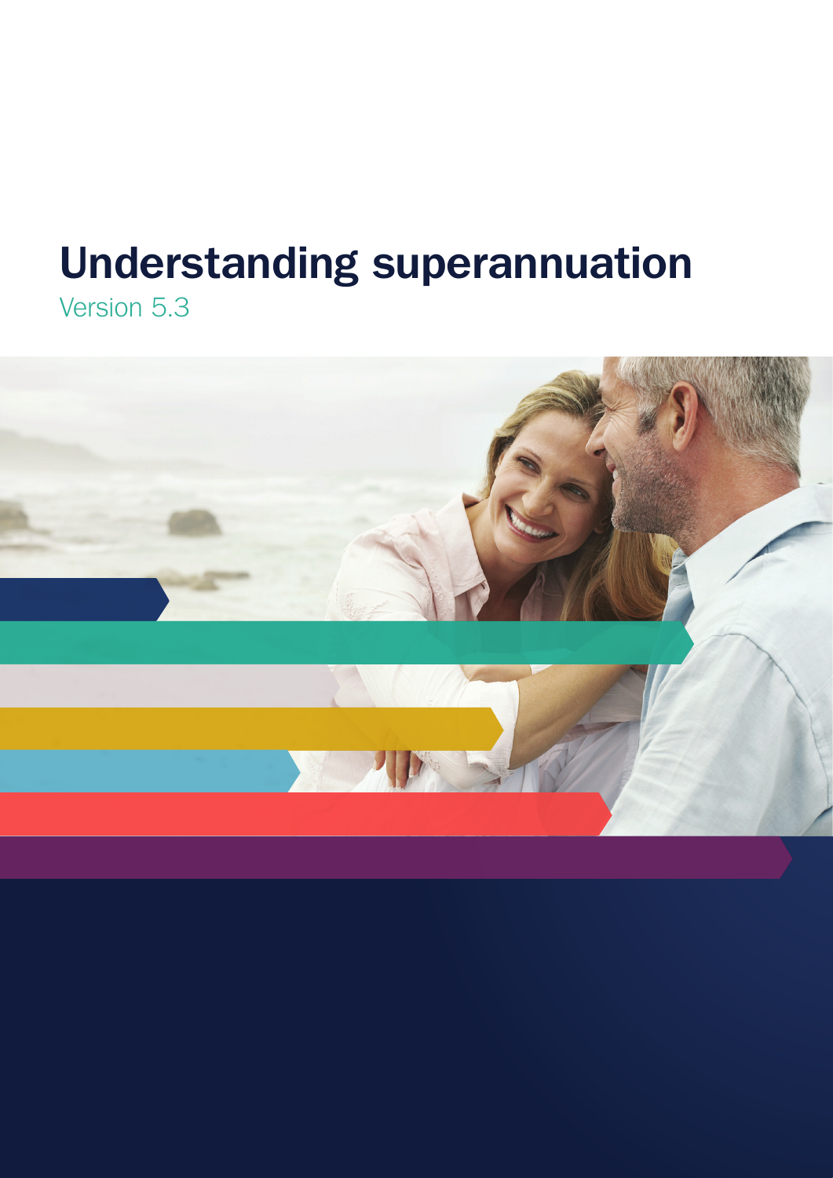# Understanding superannuation

Version 5.3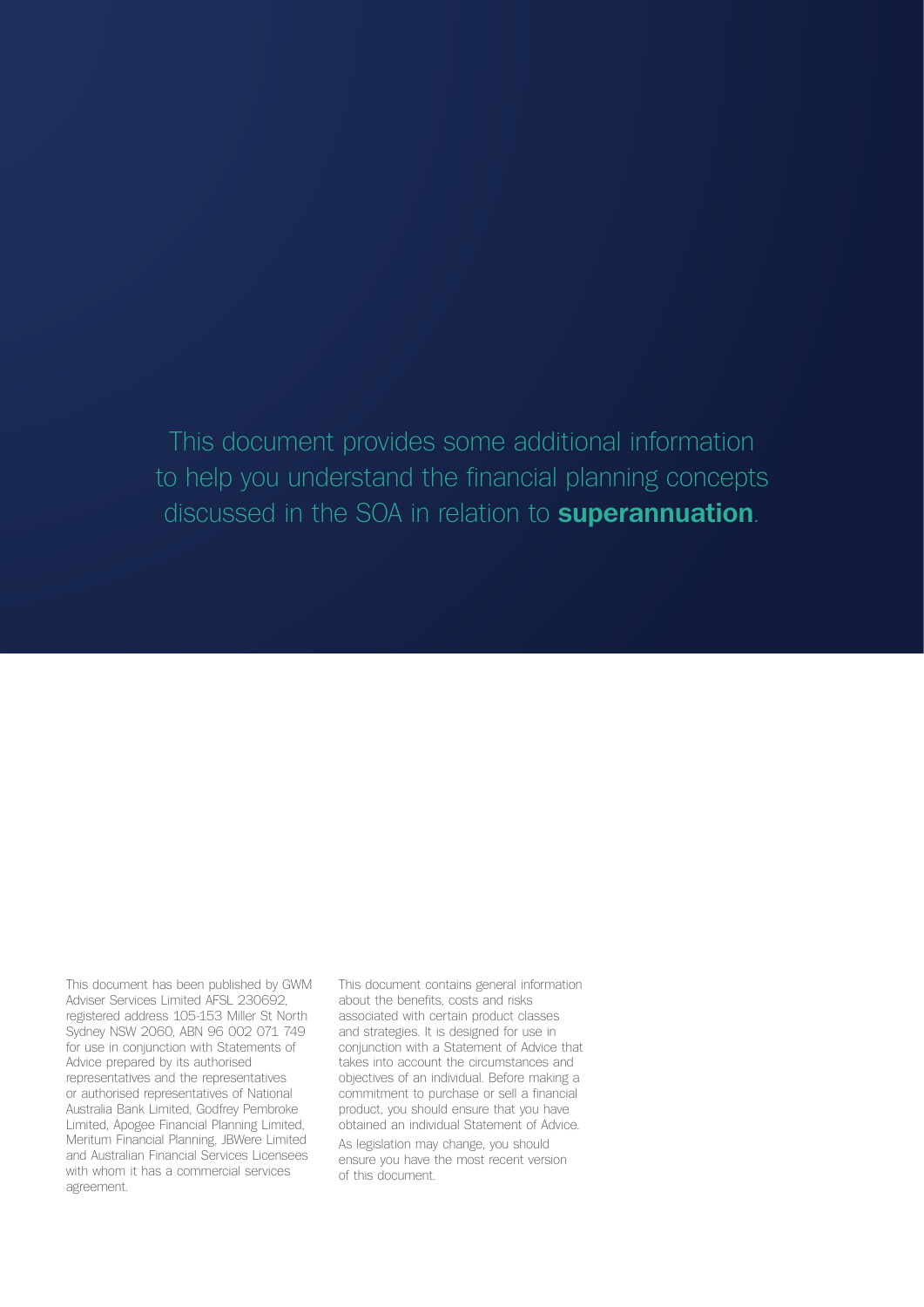This document provides some additional information to help you understand the financial planning concepts discussed in the SOA in relation to **superannuation**.

This document has been published by GWM Adviser Services Limited AFSL 230692, registered address 105-153 Miller St North Sydney NSW 2060, ABN 96 002 071 749 for use in conjunction with Statements of Advice prepared by its authorised representatives and the representatives or authorised representatives of National Australia Bank Limited, Godfrey Pembroke Limited, Apogee Financial Planning Limited, Meritum Financial Planning, JBWere Limited and Australian Financial Services Licensees with whom it has a commercial services agreement.

This document contains general information about the benefits, costs and risks associated with certain product classes and strategies. It is designed for use in conjunction with a Statement of Advice that takes into account the circumstances and objectives of an individual. Before making a commitment to purchase or sell a financial product, you should ensure that you have obtained an individual Statement of Advice.

As legislation may change, you should ensure you have the most recent version of this document.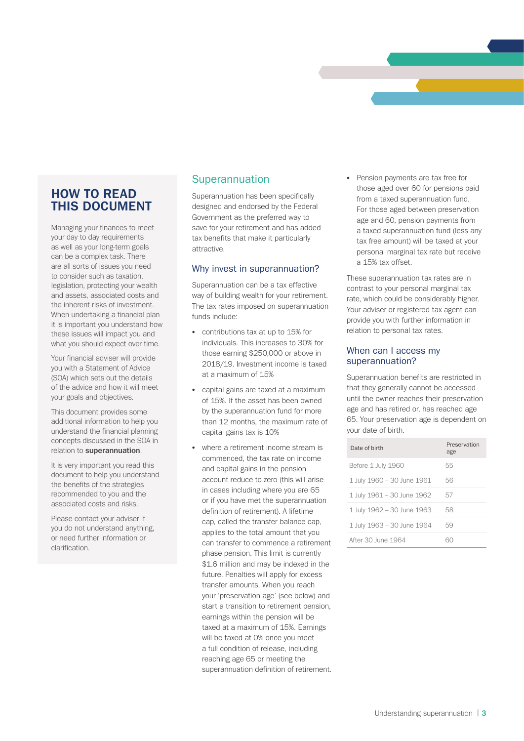## HOW TO READ THIS DOCUMENT

Managing your finances to meet your day to day requirements as well as your long-term goals can be a complex task. There are all sorts of issues you need to consider such as taxation, legislation, protecting your wealth and assets, associated costs and the inherent risks of investment. When undertaking a financial plan it is important you understand how these issues will impact you and what you should expect over time.

Your financial adviser will provide you with a Statement of Advice (SOA) which sets out the details of the advice and how it will meet your goals and objectives.

This document provides some additional information to help you understand the financial planning concepts discussed in the SOA in relation to **superannuation**.

It is very important you read this document to help you understand the benefits of the strategies recommended to you and the associated costs and risks.

Please contact your adviser if you do not understand anything, or need further information or clarification.

## Superannuation

Superannuation has been specifically designed and endorsed by the Federal Government as the preferred way to save for your retirement and has added tax benefits that make it particularly attractive.

### Why invest in superannuation?

Superannuation can be a tax effective way of building wealth for your retirement. The tax rates imposed on superannuation funds include:

- contributions tax at up to 15% for individuals. This increases to 30% for those earning $250,000 or above in 2018/19. Investment income is taxed at a maximum of 15%
- capital gains are taxed at a maximum of 15%. If the asset has been owned by the superannuation fund for more than 12 months, the maximum rate of capital gains tax is 10%
- where a retirement income stream is commenced, the tax rate on income and capital gains in the pension account reduce to zero (this will arise in cases including where you are 65 or if you have met the superannuation definition of retirement). A lifetime cap, called the transfer balance cap, applies to the total amount that you can transfer to commence a retirement phase pension. This limit is currently $1.6 million and may be indexed in the future. Penalties will apply for excess transfer amounts. When you reach your 'preservation age' (see below) and start a transition to retirement pension, earnings within the pension will be taxed at a maximum of 15%. Earnings will be taxed at 0% once you meet a full condition of release, including reaching age 65 or meeting the superannuation definition of retirement.
- Pension payments are tax free for those aged over 60 for pensions paid from a taxed superannuation fund. For those aged between preservation age and 60, pension payments from a taxed superannuation fund (less any tax free amount) will be taxed at your personal marginal tax rate but receive a 15% tax offset.

These superannuation tax rates are in contrast to your personal marginal tax rate, which could be considerably higher. Your adviser or registered tax agent can provide you with further information in relation to personal tax rates.

### When can I access my superannuation?

Superannuation benefits are restricted in that they generally cannot be accessed until the owner reaches their preservation age and has retired or, has reached age 65. Your preservation age is dependent on your date of birth.

| Date of birth | Preservation age |
|---|---|
| Before 1 July 1960 | 55 |
| 1 July 1960 – 30 June 1961 | 56 |
| 1 July 1961 – 30 June 1962 | 57 |
| 1 July 1962 – 30 June 1963 | 58 |
| 1 July 1963 – 30 June 1964 | 59 |
| After 30 June 1964 | 60 |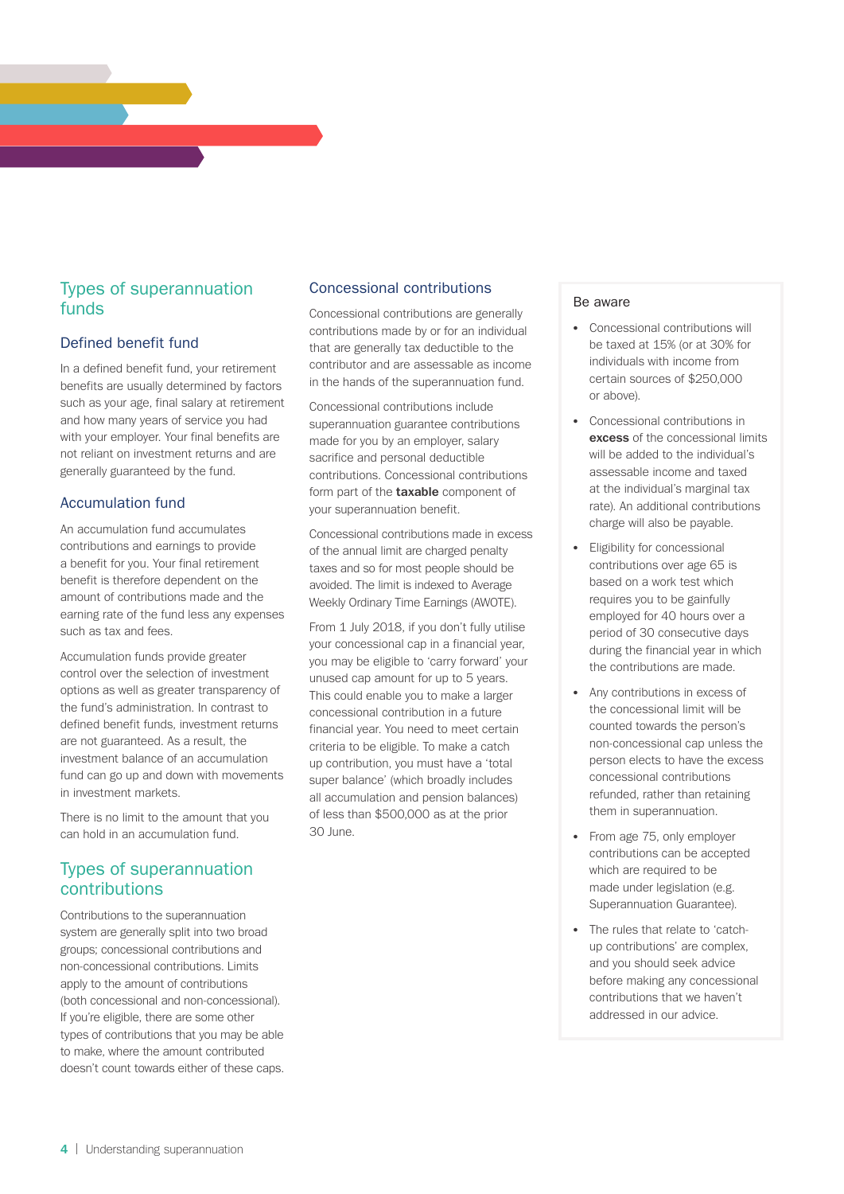## Types of superannuation funds

### Defined benefit fund

In a defined benefit fund, your retirement benefits are usually determined by factors such as your age, final salary at retirement and how many years of service you had with your employer. Your final benefits are not reliant on investment returns and are generally guaranteed by the fund.

### Accumulation fund

An accumulation fund accumulates contributions and earnings to provide a benefit for you. Your final retirement benefit is therefore dependent on the amount of contributions made and the earning rate of the fund less any expenses such as tax and fees.

Accumulation funds provide greater control over the selection of investment options as well as greater transparency of the fund's administration. In contrast to defined benefit funds, investment returns are not guaranteed. As a result, the investment balance of an accumulation fund can go up and down with movements in investment markets.

There is no limit to the amount that you can hold in an accumulation fund.

## Types of superannuation contributions

Contributions to the superannuation system are generally split into two broad groups; concessional contributions and non-concessional contributions. Limits apply to the amount of contributions (both concessional and non-concessional). If you're eligible, there are some other types of contributions that you may be able to make, where the amount contributed doesn't count towards either of these caps.

### Concessional contributions

Concessional contributions are generally contributions made by or for an individual that are generally tax deductible to the contributor and are assessable as income in the hands of the superannuation fund.

Concessional contributions include superannuation guarantee contributions made for you by an employer, salary sacrifice and personal deductible contributions. Concessional contributions form part of the **taxable** component of your superannuation benefit.

Concessional contributions made in excess of the annual limit are charged penalty taxes and so for most people should be avoided. The limit is indexed to Average Weekly Ordinary Time Earnings (AWOTE).

From 1 July 2018, if you don't fully utilise your concessional cap in a financial year, you may be eligible to 'carry forward' your unused cap amount for up to 5 years. This could enable you to make a larger concessional contribution in a future financial year. You need to meet certain criteria to be eligible. To make a catch up contribution, you must have a 'total super balance' (which broadly includes all accumulation and pension balances) of less than $500,000 as at the prior 30 June.

#### Be aware

- Concessional contributions will be taxed at 15% (or at 30% for individuals with income from certain sources of $250,000 or above).
- Concessional contributions in **excess** of the concessional limits will be added to the individual's assessable income and taxed at the individual's marginal tax rate). An additional contributions charge will also be payable.
- Eligibility for concessional contributions over age 65 is based on a work test which requires you to be gainfully employed for 40 hours over a period of 30 consecutive days during the financial year in which the contributions are made.
- Any contributions in excess of the concessional limit will be counted towards the person's non-concessional cap unless the person elects to have the excess concessional contributions refunded, rather than retaining them in superannuation.
- From age 75, only employer contributions can be accepted which are required to be made under legislation (e.g. Superannuation Guarantee).
- The rules that relate to 'catch-up contributions' are complex, and you should seek advice before making any concessional contributions that we haven't addressed in our advice.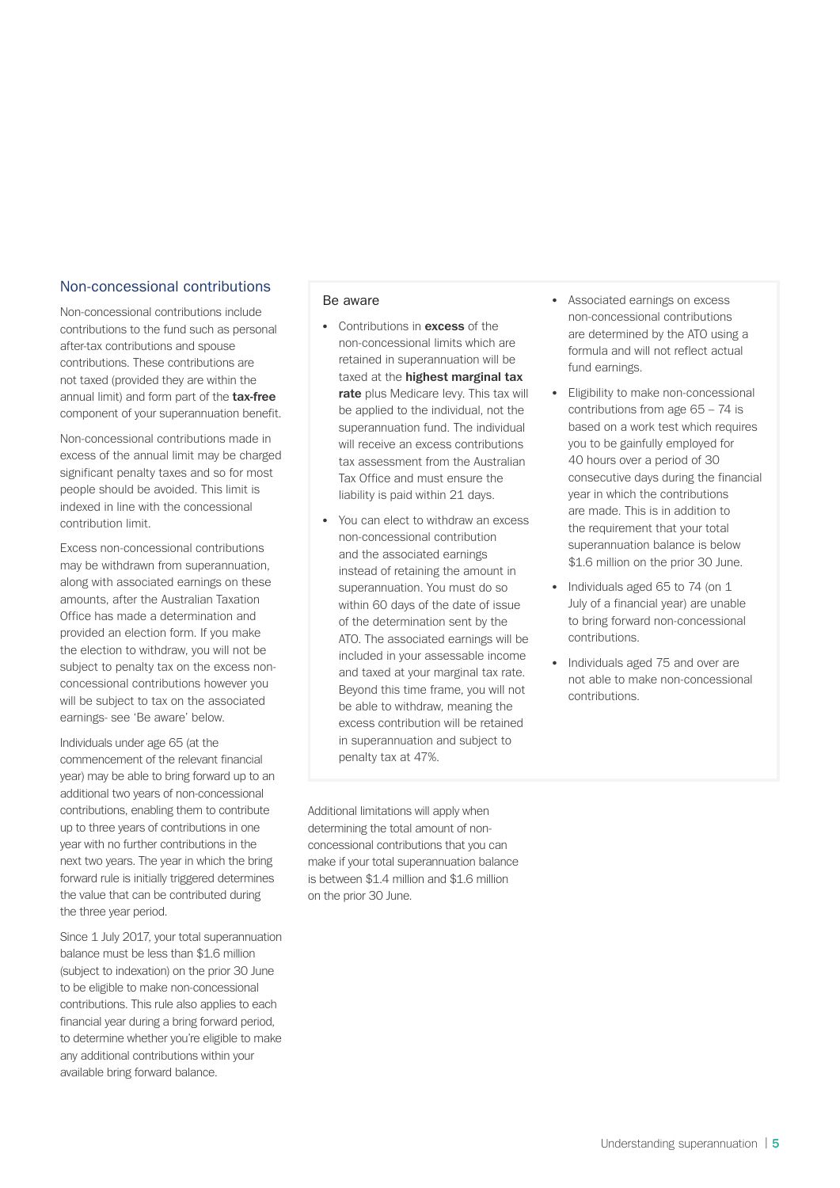## Non-concessional contributions

Non-concessional contributions include contributions to the fund such as personal after-tax contributions and spouse contributions. These contributions are not taxed (provided they are within the annual limit) and form part of the **tax-free** component of your superannuation benefit.

Non-concessional contributions made in excess of the annual limit may be charged significant penalty taxes and so for most people should be avoided. This limit is indexed in line with the concessional contribution limit.

Excess non-concessional contributions may be withdrawn from superannuation, along with associated earnings on these amounts, after the Australian Taxation Office has made a determination and provided an election form. If you make the election to withdraw, you will not be subject to penalty tax on the excess non-concessional contributions however you will be subject to tax on the associated earnings- see 'Be aware' below.

Individuals under age 65 (at the commencement of the relevant financial year) may be able to bring forward up to an additional two years of non-concessional contributions, enabling them to contribute up to three years of contributions in one year with no further contributions in the next two years. The year in which the bring forward rule is initially triggered determines the value that can be contributed during the three year period.

Since 1 July 2017, your total superannuation balance must be less than $1.6 million (subject to indexation) on the prior 30 June to be eligible to make non-concessional contributions. This rule also applies to each financial year during a bring forward period, to determine whether you're eligible to make any additional contributions within your available bring forward balance.

### Be aware

- Contributions in **excess** of the non-concessional limits which are retained in superannuation will be taxed at the **highest marginal tax rate** plus Medicare levy. This tax will be applied to the individual, not the superannuation fund. The individual will receive an excess contributions tax assessment from the Australian Tax Office and must ensure the liability is paid within 21 days.
- You can elect to withdraw an excess non-concessional contribution and the associated earnings instead of retaining the amount in superannuation. You must do so within 60 days of the date of issue of the determination sent by the ATO. The associated earnings will be included in your assessable income and taxed at your marginal tax rate. Beyond this time frame, you will not be able to withdraw, meaning the excess contribution will be retained in superannuation and subject to penalty tax at 47%.
- Associated earnings on excess non-concessional contributions are determined by the ATO using a formula and will not reflect actual fund earnings.
- Eligibility to make non-concessional contributions from age 65 – 74 is based on a work test which requires you to be gainfully employed for 40 hours over a period of 30 consecutive days during the financial year in which the contributions are made. This is in addition to the requirement that your total superannuation balance is below $1.6 million on the prior 30 June.
- Individuals aged 65 to 74 (on 1 July of a financial year) are unable to bring forward non-concessional contributions.
- Individuals aged 75 and over are not able to make non-concessional contributions.

Additional limitations will apply when determining the total amount of non-concessional contributions that you can make if your total superannuation balance is between $1.4 million and $1.6 million on the prior 30 June.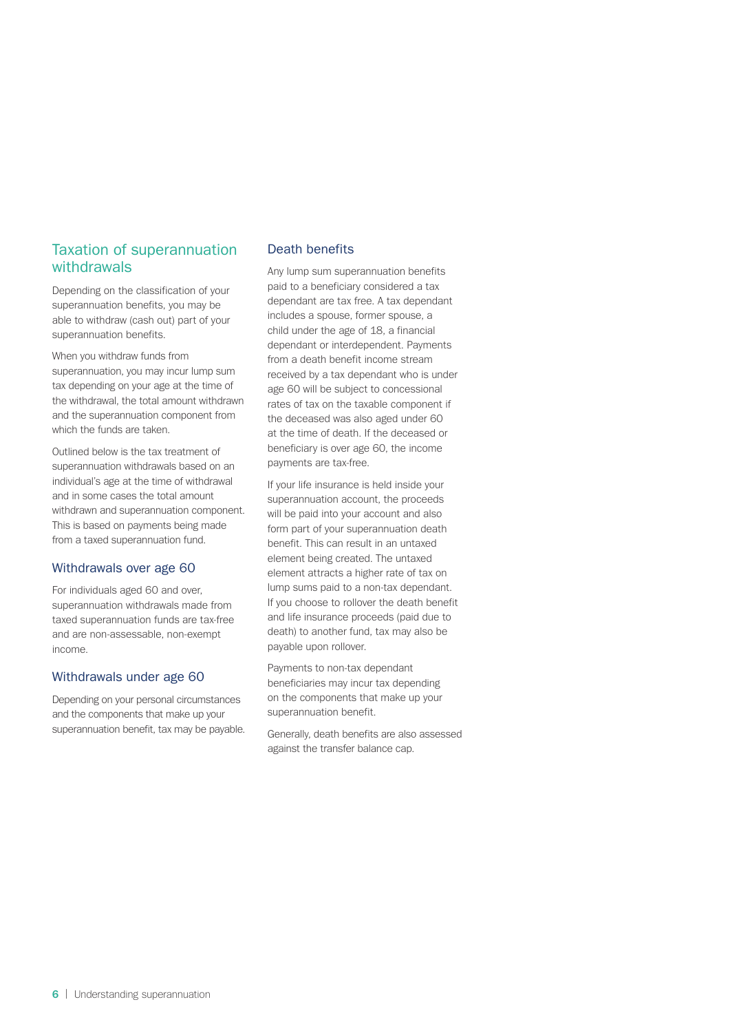## Taxation of superannuation withdrawals

Depending on the classification of your superannuation benefits, you may be able to withdraw (cash out) part of your superannuation benefits.

When you withdraw funds from superannuation, you may incur lump sum tax depending on your age at the time of the withdrawal, the total amount withdrawn and the superannuation component from which the funds are taken.

Outlined below is the tax treatment of superannuation withdrawals based on an individual's age at the time of withdrawal and in some cases the total amount withdrawn and superannuation component. This is based on payments being made from a taxed superannuation fund.

### Withdrawals over age 60

For individuals aged 60 and over, superannuation withdrawals made from taxed superannuation funds are tax-free and are non-assessable, non-exempt income.

### Withdrawals under age 60

Depending on your personal circumstances and the components that make up your superannuation benefit, tax may be payable.

### Death benefits

Any lump sum superannuation benefits paid to a beneficiary considered a tax dependant are tax free. A tax dependant includes a spouse, former spouse, a child under the age of 18, a financial dependant or interdependent. Payments from a death benefit income stream received by a tax dependant who is under age 60 will be subject to concessional rates of tax on the taxable component if the deceased was also aged under 60 at the time of death. If the deceased or beneficiary is over age 60, the income payments are tax-free.

If your life insurance is held inside your superannuation account, the proceeds will be paid into your account and also form part of your superannuation death benefit. This can result in an untaxed element being created. The untaxed element attracts a higher rate of tax on lump sums paid to a non-tax dependant. If you choose to rollover the death benefit and life insurance proceeds (paid due to death) to another fund, tax may also be payable upon rollover.

Payments to non-tax dependant beneficiaries may incur tax depending on the components that make up your superannuation benefit.

Generally, death benefits are also assessed against the transfer balance cap.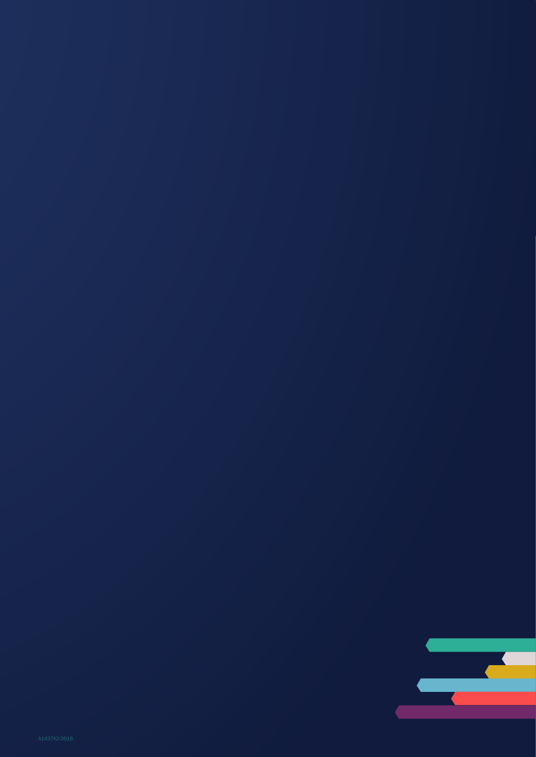A143742-0618